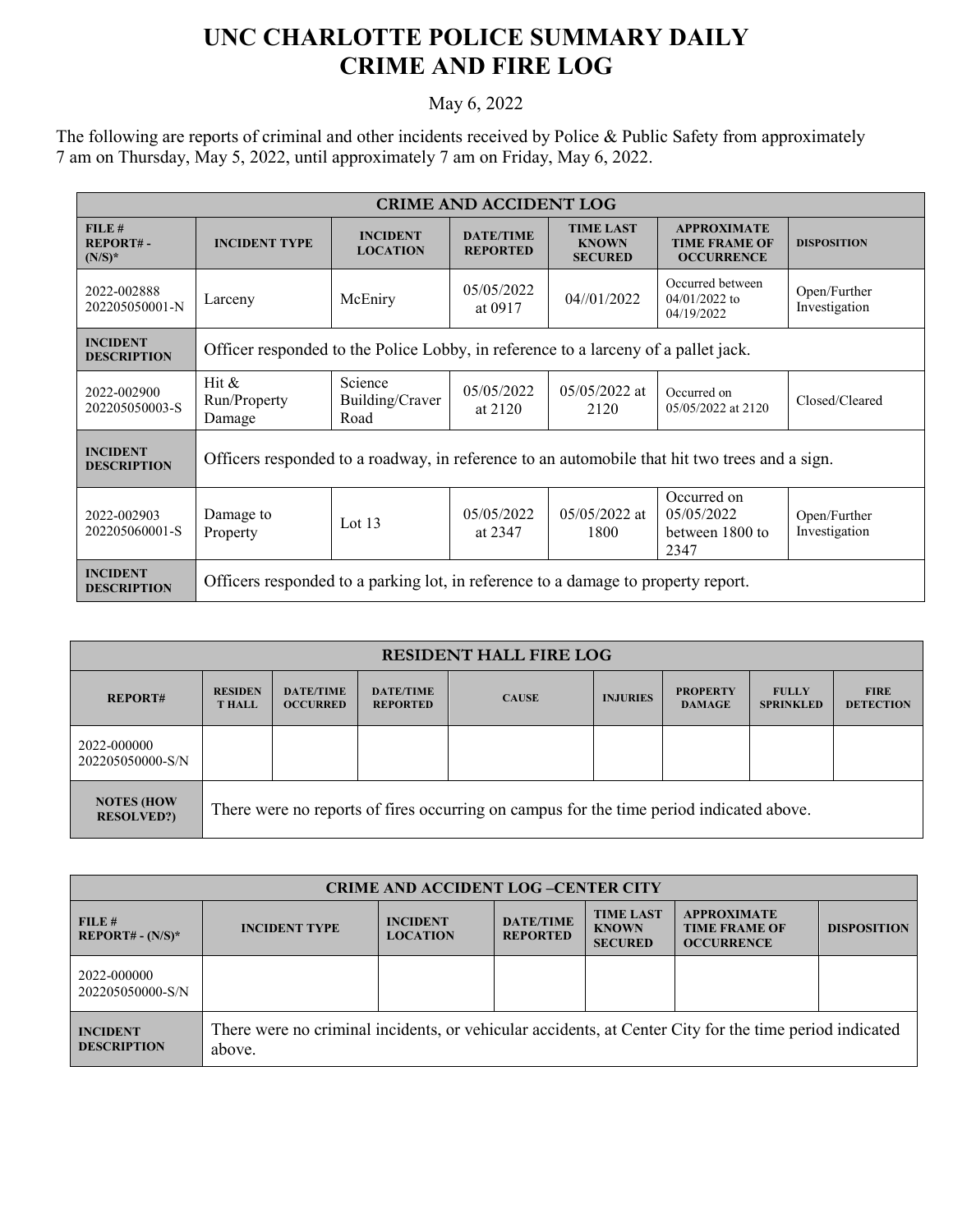# UNC CHARLOTTE POLICE SUMMARY DAILY CRIME AND FIRE LOG

May 6, 2022

The following are reports of criminal and other incidents received by Police & Public Safety from approximately 7 am on Thursday, May 5, 2022, until approximately 7 am on Friday, May 6, 2022.

| CRIME AND ACCIDENT LOG | | | | | | |
|---|---|---|---|---|---|---|
| **FILE # REPORT# - (N/S)*** | **INCIDENT TYPE** | **INCIDENT LOCATION** | **DATE/TIME REPORTED** | **TIME LAST KNOWN SECURED** | **APPROXIMATE TIME FRAME OF OCCURRENCE** | **DISPOSITION** |
| 2022-002888 202205050001-N | Larceny | McEniry | 05/05/2022 at 0917 | 04//01/2022 | Occurred between 04/01/2022 to 04/19/2022 | Open/Further Investigation |
| **INCIDENT DESCRIPTION** | Officer responded to the Police Lobby, in reference to a larceny of a pallet jack. | | | | | |
| 2022-002900 202205050003-S | Hit & Run/Property Damage | Science Building/Craver Road | 05/05/2022 at 2120 | 05/05/2022 at 2120 | Occurred on 05/05/2022 at 2120 | Closed/Cleared |
| **INCIDENT DESCRIPTION** | Officers responded to a roadway, in reference to an automobile that hit two trees and a sign. | | | | | |
| 2022-002903 202205060001-S | Damage to Property | Lot 13 | 05/05/2022 at 2347 | 05/05/2022 at 1800 | Occurred on 05/05/2022 between 1800 to 2347 | Open/Further Investigation |
| **INCIDENT DESCRIPTION** | Officers responded to a parking lot, in reference to a damage to property report. | | | | | |

| RESIDENT HALL FIRE LOG | | | | | | | | |
|---|---|---|---|---|---|---|---|---|
| **REPORT#** | **RESIDENT HALL** | **DATE/TIME OCCURRED** | **DATE/TIME REPORTED** | **CAUSE** | **INJURIES** | **PROPERTY DAMAGE** | **FULLY SPRINKLED** | **FIRE DETECTION** |
| 2022-000000 202205050000-S/N | | | | | | | | |
| **NOTES (HOW RESOLVED?)** | There were no reports of fires occurring on campus for the time period indicated above. | | | | | | | |

| CRIME AND ACCIDENT LOG –CENTER CITY | | | | | | |
|---|---|---|---|---|---|---|
| **FILE # REPORT# - (N/S)*** | **INCIDENT TYPE** | **INCIDENT LOCATION** | **DATE/TIME REPORTED** | **TIME LAST KNOWN SECURED** | **APPROXIMATE TIME FRAME OF OCCURRENCE** | **DISPOSITION** |
| 2022-000000 202205050000-S/N | | | | | | |
| **INCIDENT DESCRIPTION** | There were no criminal incidents, or vehicular accidents, at Center City for the time period indicated above. | | | | | |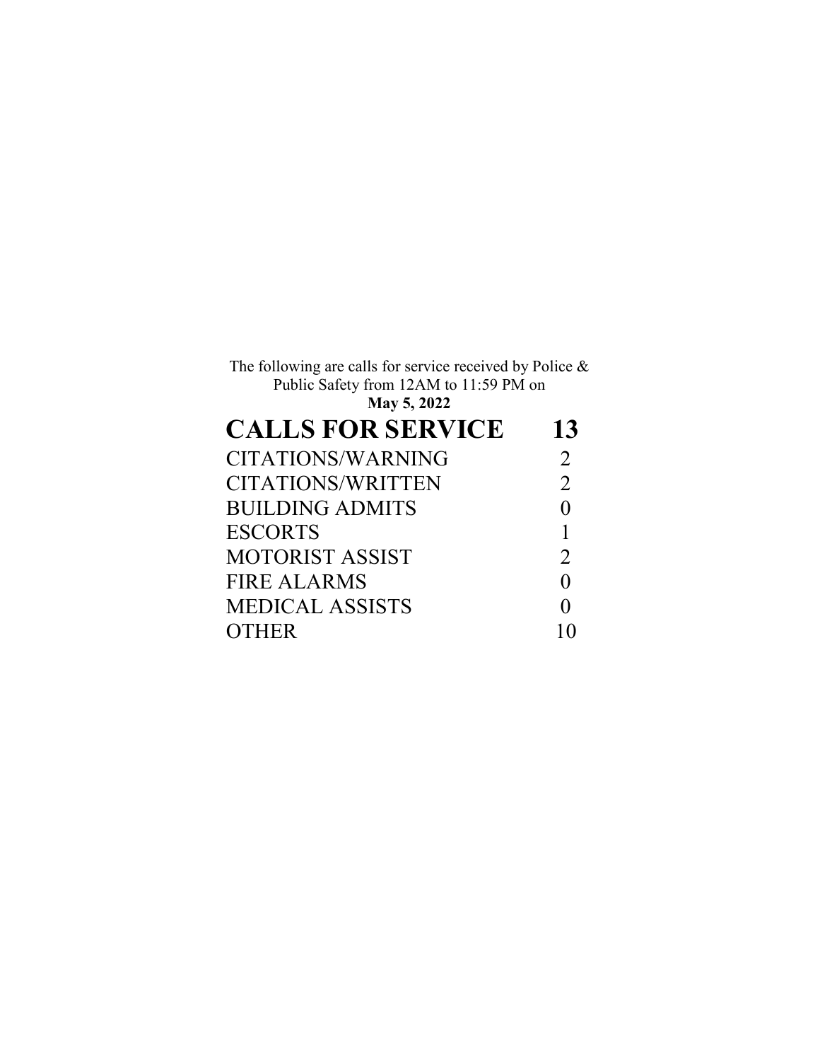The following are calls for service received by Police & Public Safety from 12AM to 11:59 PM on

**May 5, 2022**

| | |
|---|---|
| **CALLS FOR SERVICE** | **13** |
| CITATIONS/WARNING | 2 |
| CITATIONS/WRITTEN | 2 |
| BUILDING ADMITS | 0 |
| ESCORTS | 1 |
| MOTORIST ASSIST | 2 |
| FIRE ALARMS | 0 |
| MEDICAL ASSISTS | 0 |
| OTHER | 10 |